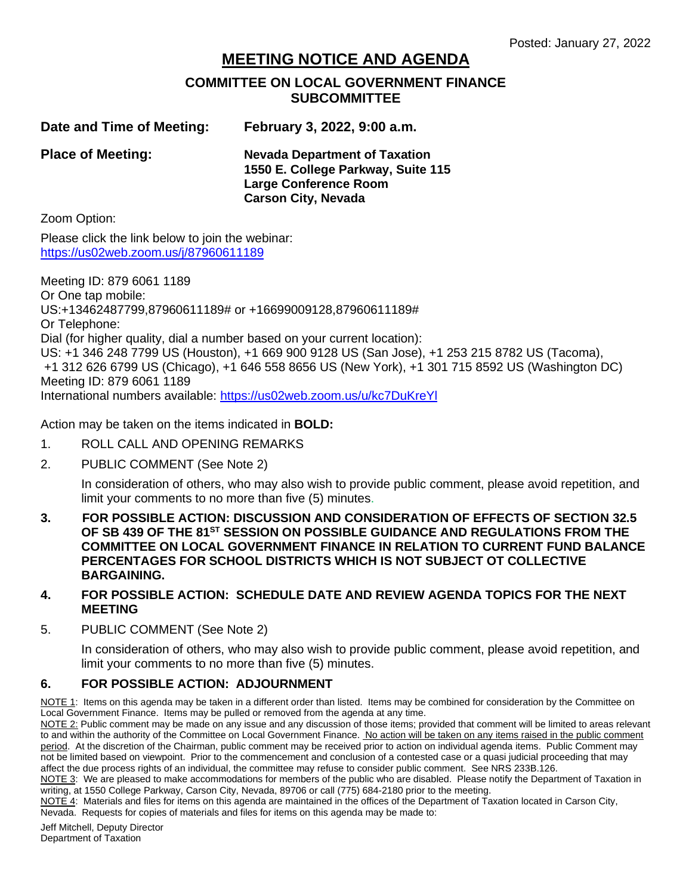Posted: January 27, 2022

# MEETING NOTICE AND AGENDA

## COMMITTEE ON LOCAL GOVERNMENT FINANCE SUBCOMMITTEE

**Date and Time of Meeting:** **February 3, 2022, 9:00 a.m.**

**Place of Meeting:** **Nevada Department of Taxation**
**1550 E. College Parkway, Suite 115**
**Large Conference Room**
**Carson City, Nevada**

Zoom Option:

Please click the link below to join the webinar:
https://us02web.zoom.us/j/87960611189

Meeting ID: 879 6061 1189
Or One tap mobile:
US:+13462487799,87960611189# or +16699009128,87960611189#
Or Telephone:
Dial (for higher quality, dial a number based on your current location):
US: +1 346 248 7799 US (Houston), +1 669 900 9128 US (San Jose), +1 253 215 8782 US (Tacoma), +1 312 626 6799 US (Chicago), +1 646 558 8656 US (New York), +1 301 715 8592 US (Washington DC)
Meeting ID: 879 6061 1189
International numbers available: https://us02web.zoom.us/u/kc7DuKreYl

Action may be taken on the items indicated in **BOLD:**

1. ROLL CALL AND OPENING REMARKS
2. PUBLIC COMMENT (See Note 2)

   In consideration of others, who may also wish to provide public comment, please avoid repetition, and limit your comments to no more than five (5) minutes.

3. **FOR POSSIBLE ACTION: DISCUSSION AND CONSIDERATION OF EFFECTS OF SECTION 32.5 OF SB 439 OF THE 81ST SESSION ON POSSIBLE GUIDANCE AND REGULATIONS FROM THE COMMITTEE ON LOCAL GOVERNMENT FINANCE IN RELATION TO CURRENT FUND BALANCE PERCENTAGES FOR SCHOOL DISTRICTS WHICH IS NOT SUBJECT OT COLLECTIVE BARGAINING.**
4. **FOR POSSIBLE ACTION: SCHEDULE DATE AND REVIEW AGENDA TOPICS FOR THE NEXT MEETING**
5. PUBLIC COMMENT (See Note 2)

   In consideration of others, who may also wish to provide public comment, please avoid repetition, and limit your comments to no more than five (5) minutes.

6. **FOR POSSIBLE ACTION: ADJOURNMENT**

NOTE 1: Items on this agenda may be taken in a different order than listed. Items may be combined for consideration by the Committee on Local Government Finance. Items may be pulled or removed from the agenda at any time.

NOTE 2: Public comment may be made on any issue and any discussion of those items; provided that comment will be limited to areas relevant to and within the authority of the Committee on Local Government Finance. No action will be taken on any items raised in the public comment period. At the discretion of the Chairman, public comment may be received prior to action on individual agenda items. Public Comment may not be limited based on viewpoint. Prior to the commencement and conclusion of a contested case or a quasi judicial proceeding that may affect the due process rights of an individual, the committee may refuse to consider public comment. See NRS 233B.126.

NOTE 3: We are pleased to make accommodations for members of the public who are disabled. Please notify the Department of Taxation in writing, at 1550 College Parkway, Carson City, Nevada, 89706 or call (775) 684-2180 prior to the meeting.

NOTE 4: Materials and files for items on this agenda are maintained in the offices of the Department of Taxation located in Carson City, Nevada. Requests for copies of materials and files for items on this agenda may be made to:

Jeff Mitchell, Deputy Director
Department of Taxation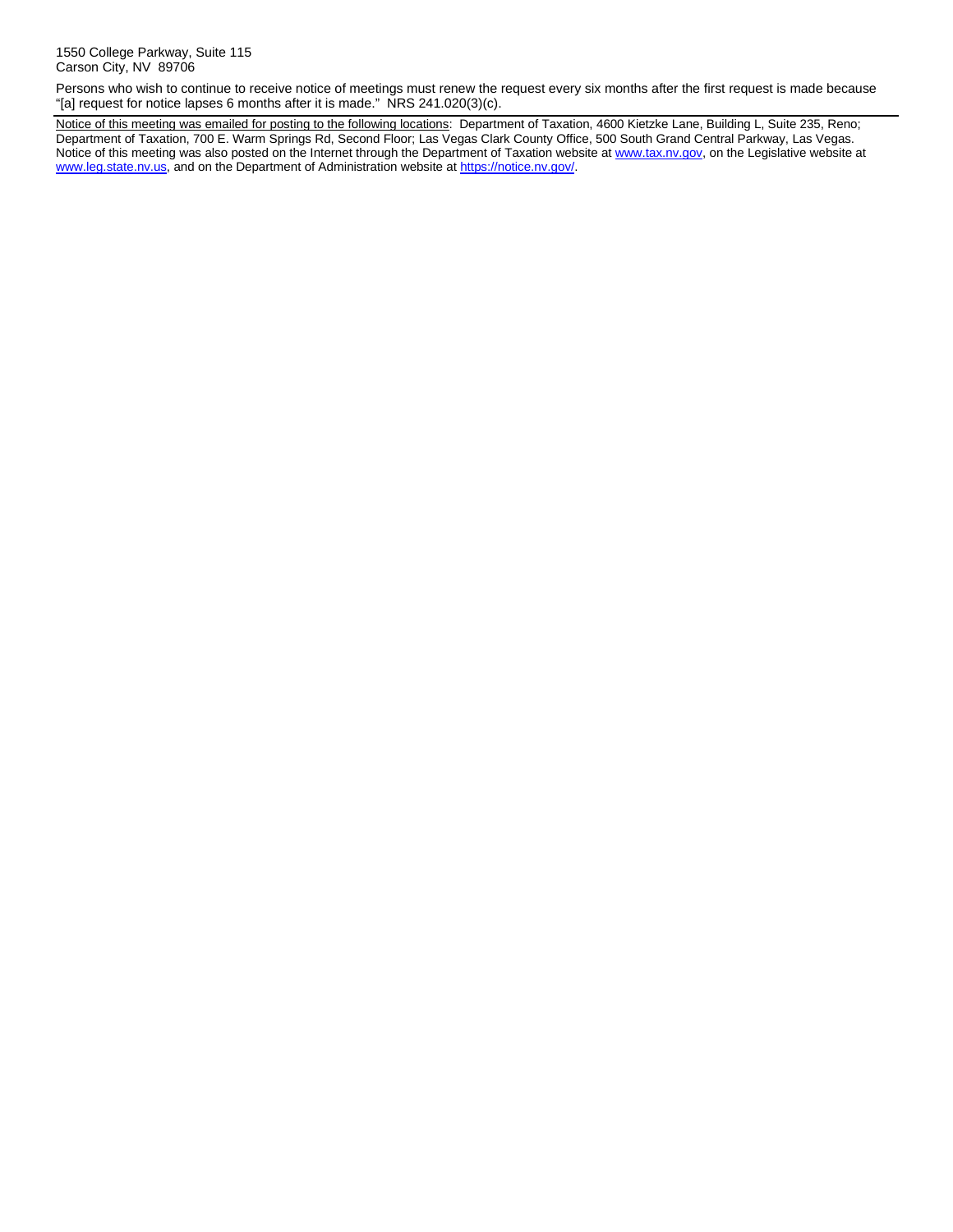1550 College Parkway, Suite 115
Carson City, NV 89706

Persons who wish to continue to receive notice of meetings must renew the request every six months after the first request is made because "[a] request for notice lapses 6 months after it is made." NRS 241.020(3)(c).

---

Notice of this meeting was emailed for posting to the following locations: Department of Taxation, 4600 Kietzke Lane, Building L, Suite 235, Reno; Department of Taxation, 700 E. Warm Springs Rd, Second Floor; Las Vegas Clark County Office, 500 South Grand Central Parkway, Las Vegas. Notice of this meeting was also posted on the Internet through the Department of Taxation website at www.tax.nv.gov, on the Legislative website at www.leg.state.nv.us, and on the Department of Administration website at https://notice.nv.gov/.